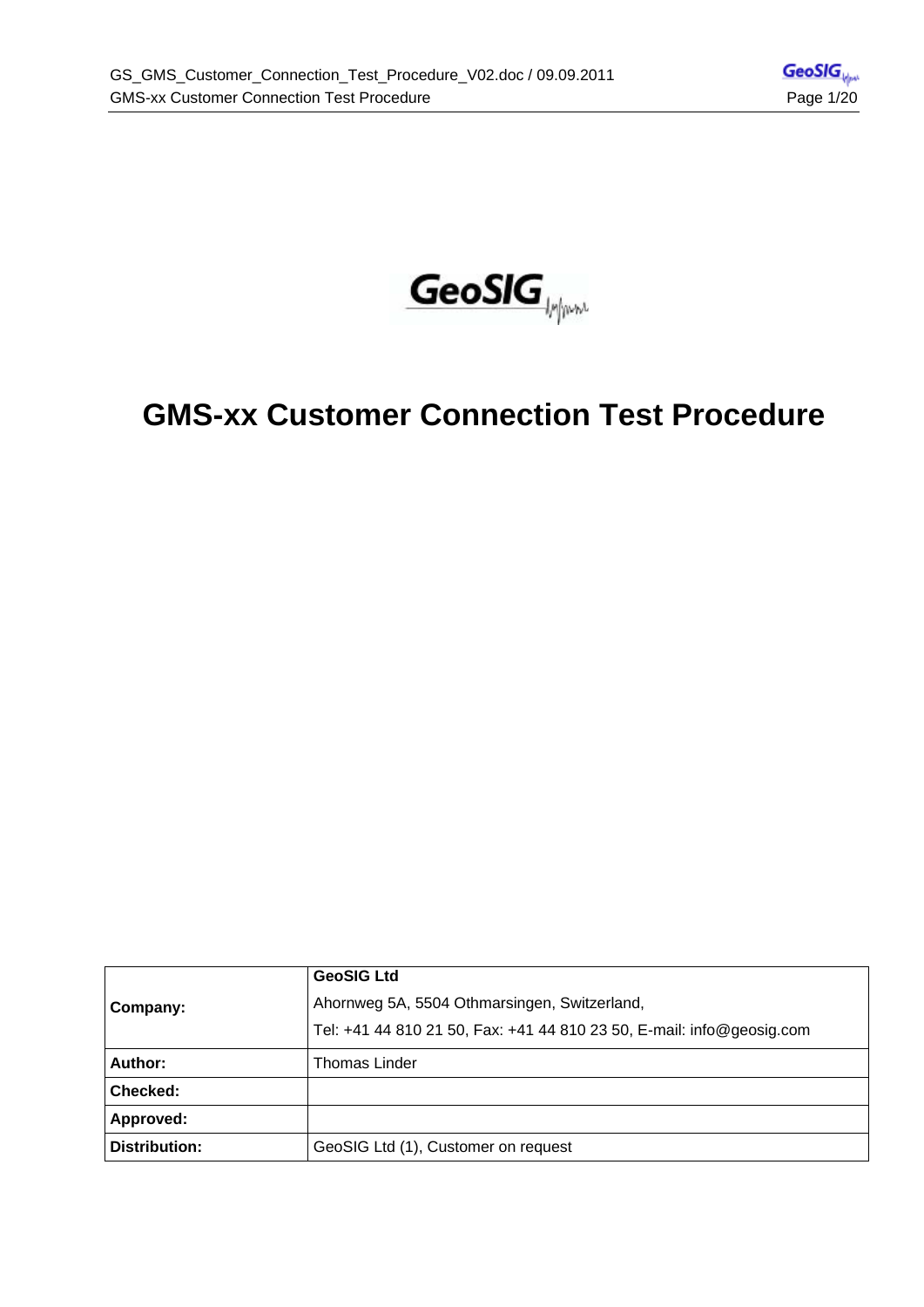# GMS-xx Customer Connection Test Procedure

| Company: | **GeoSIG Ltd**<br>Ahornweg 5A, 5504 Othmarsingen, Switzerland,<br>Tel: +41 44 810 21 50, Fax: +41 44 810 23 50, E-mail: info@geosig.com |
|---|---|
| **Author:** | Thomas Linder |
| **Checked:** | |
| **Approved:** | |
| **Distribution:** | GeoSIG Ltd (1), Customer on request |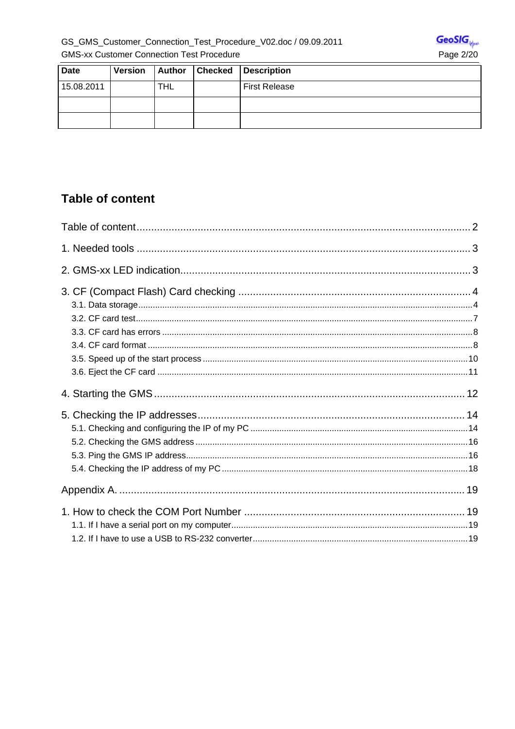| Date | Version | Author | Checked | Description |
|---|---|---|---|---|
| 15.08.2011 | | THL | | First Release |
| | | | | |
| | | | | |

## Table of content

Table of content .......... 2

1. Needed tools .......... 3

2. GMS-xx LED indication .......... 3

3. CF (Compact Flash) Card checking .......... 4
   - 3.1. Data storage .......... 4
   - 3.2. CF card test .......... 7
   - 3.3. CF card has errors .......... 8
   - 3.4. CF card format .......... 8
   - 3.5. Speed up of the start process .......... 10
   - 3.6. Eject the CF card .......... 11

4. Starting the GMS .......... 12

5. Checking the IP addresses .......... 14
   - 5.1. Checking and configuring the IP of my PC .......... 14
   - 5.2. Checking the GMS address .......... 16
   - 5.3. Ping the GMS IP address .......... 16
   - 5.4. Checking the IP address of my PC .......... 18

Appendix A. .......... 19

1. How to check the COM Port Number .......... 19
   - 1.1. If I have a serial port on my computer .......... 19
   - 1.2. If I have to use a USB to RS-232 converter .......... 19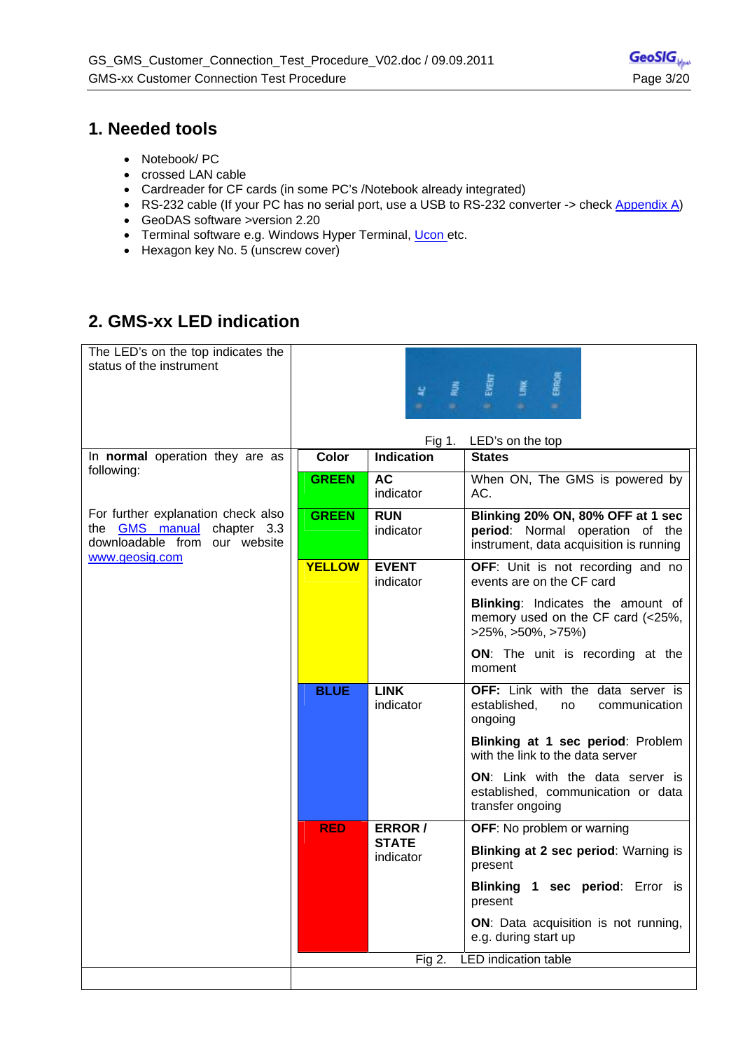## 1. Needed tools

- Notebook/ PC
- crossed LAN cable
- Cardreader for CF cards (in some PC's /Notebook already integrated)
- RS-232 cable (If your PC has no serial port, use a USB to RS-232 converter -> check Appendix A)
- GeoDAS software >version 2.20
- Terminal software e.g. Windows Hyper Terminal, Ucon etc.
- Hexagon key No. 5 (unscrew cover)

## 2. GMS-xx LED indication

The LED's on the top indicates the status of the instrument

Fig 1. LED's on the top

In **normal** operation they are as following:

For further explanation check also the GMS manual chapter 3.3 downloadable from our website www.geosig.com

| Color | Indication | States |
|---|---|---|
| **GREEN** | **AC** indicator | When ON, The GMS is powered by AC. |
| **GREEN** | **RUN** indicator | **Blinking 20% ON, 80% OFF at 1 sec period**: Normal operation of the instrument, data acquisition is running |
| **YELLOW** | **EVENT** indicator | **OFF**: Unit is not recording and no events are on the CF card<br>**Blinking**: Indicates the amount of memory used on the CF card (<25%, >25%, >50%, >75%)<br>**ON**: The unit is recording at the moment |
| **BLUE** | **LINK** indicator | **OFF:** Link with the data server is established, no communication ongoing<br>**Blinking at 1 sec period**: Problem with the link to the data server<br>**ON**: Link with the data server is established, communication or data transfer ongoing |
| **RED** | **ERROR / STATE** indicator | **OFF**: No problem or warning<br>**Blinking at 2 sec period**: Warning is present<br>**Blinking 1 sec period**: Error is present<br>**ON**: Data acquisition is not running, e.g. during start up |

Fig 2. LED indication table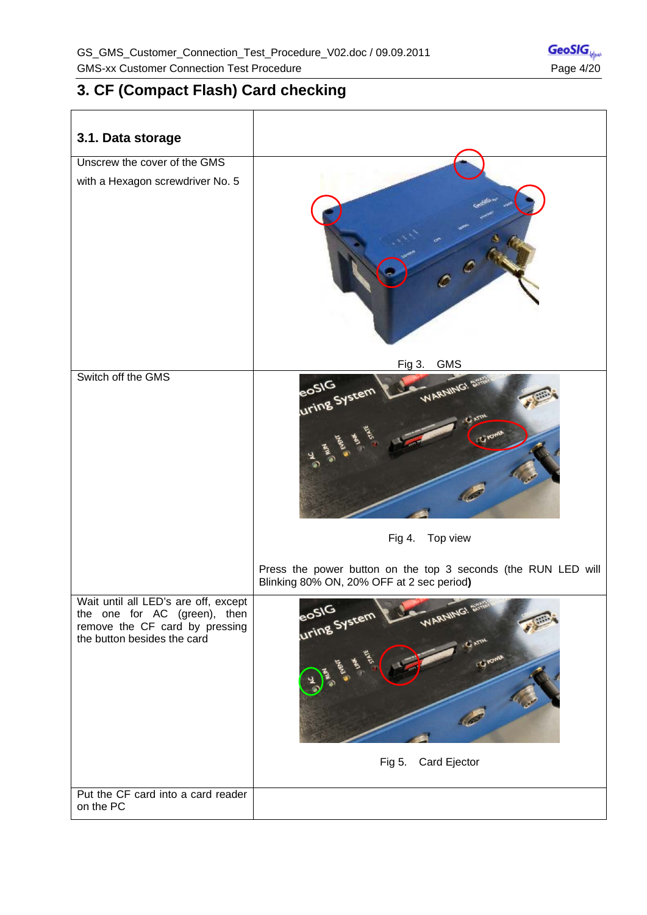## 3. CF (Compact Flash) Card checking

| **3.1. Data storage** | |
|---|---|
| Unscrew the cover of the GMS with a Hexagon screwdriver No. 5 | Fig 3. GMS |
| Switch off the GMS | Fig 4. Top view<br><br>Press the power button on the top 3 seconds (the RUN LED will Blinking 80% ON, 20% OFF at 2 sec period**)** |
| Wait until all LED's are off, except the one for AC (green), then remove the CF card by pressing the button besides the card | Fig 5. Card Ejector |
| Put the CF card into a card reader on the PC | |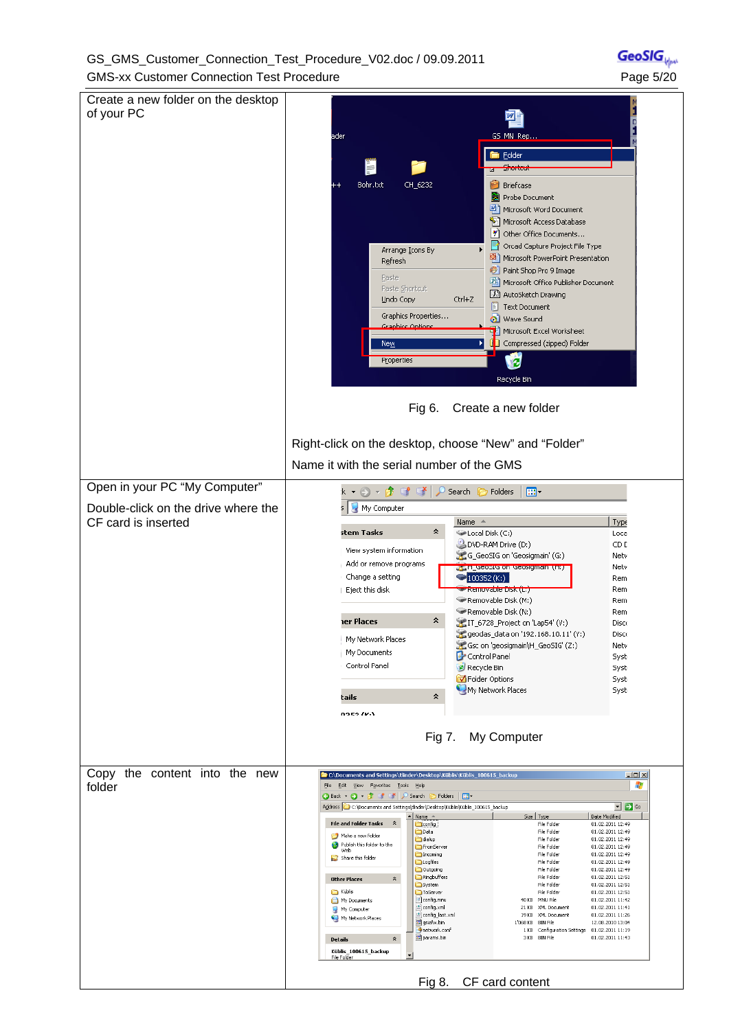| | |
|---|---|
| Create a new folder on the desktop of your PC | Fig 6. Create a new folder<br><br>Right-click on the desktop, choose "New" and "Folder"<br><br>Name it with the serial number of the GMS |
| Open in your PC "My Computer"<br><br>Double-click on the drive where the CF card is inserted | Fig 7. My Computer |
| Copy the content into the new folder | Fig 8. CF card content |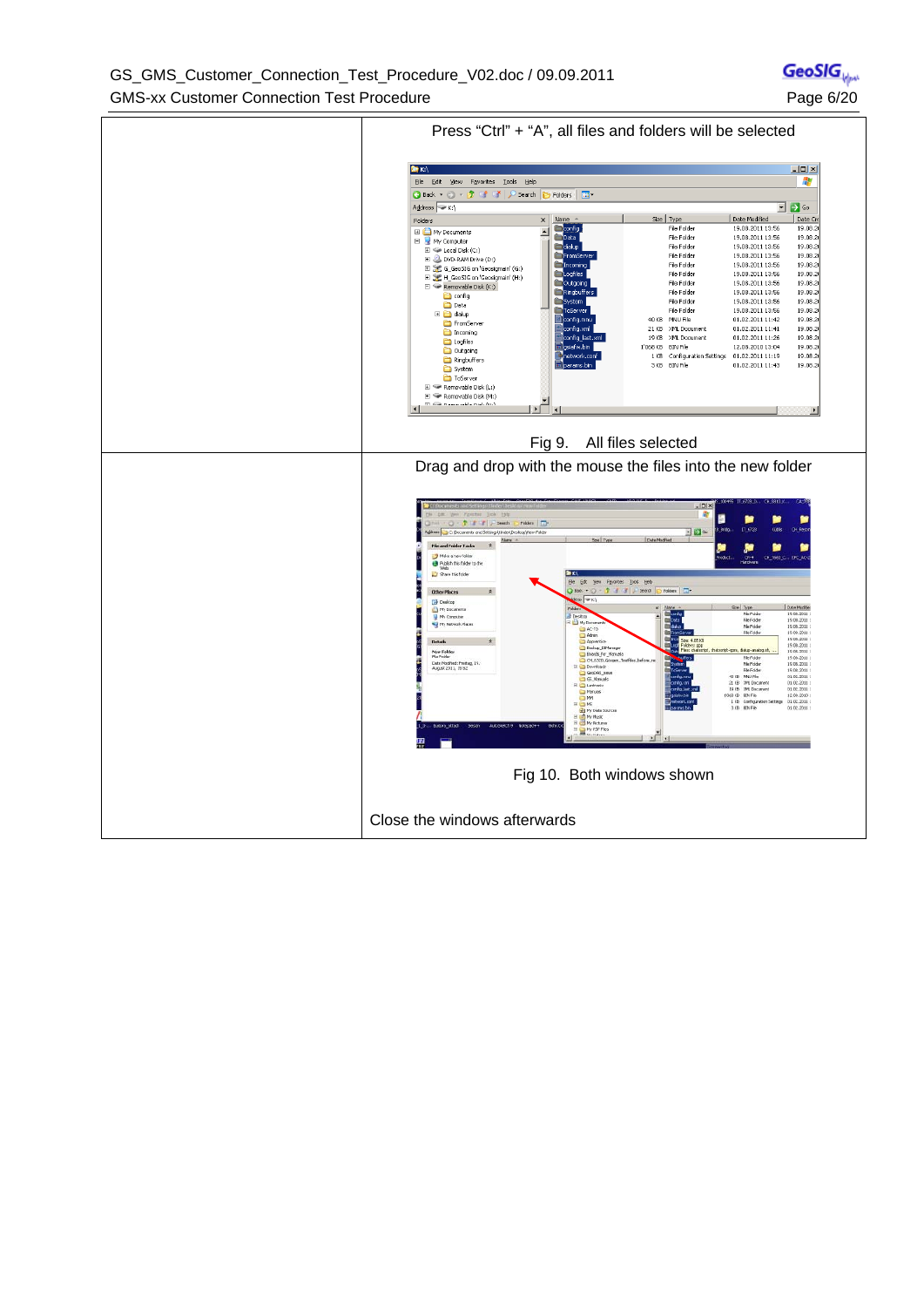| | |
|---|---|
| | Press “Ctrl” + “A”, all files and folders will be selected<br><br>Fig 9. All files selected |
| | Drag and drop with the mouse the files into the new folder<br><br>Fig 10. Both windows shown<br><br>Close the windows afterwards |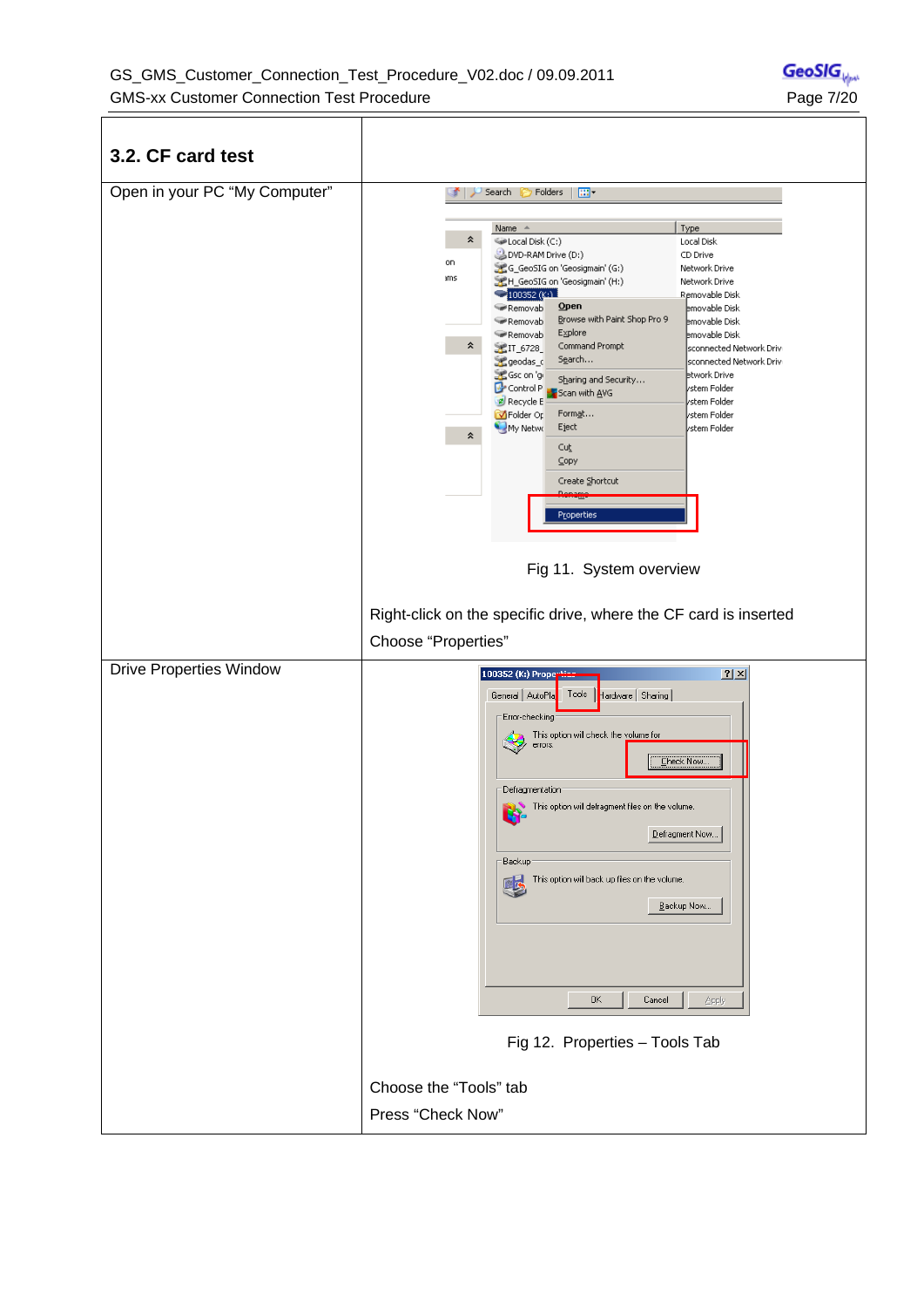| ## 3.2. CF card test | |
|---|---|
| Open in your PC “My Computer” | Fig 11. System overview<br><br>Right-click on the specific drive, where the CF card is inserted<br><br>Choose “Properties” |
| Drive Properties Window | Fig 12. Properties – Tools Tab<br><br>Choose the “Tools” tab<br><br>Press “Check Now” |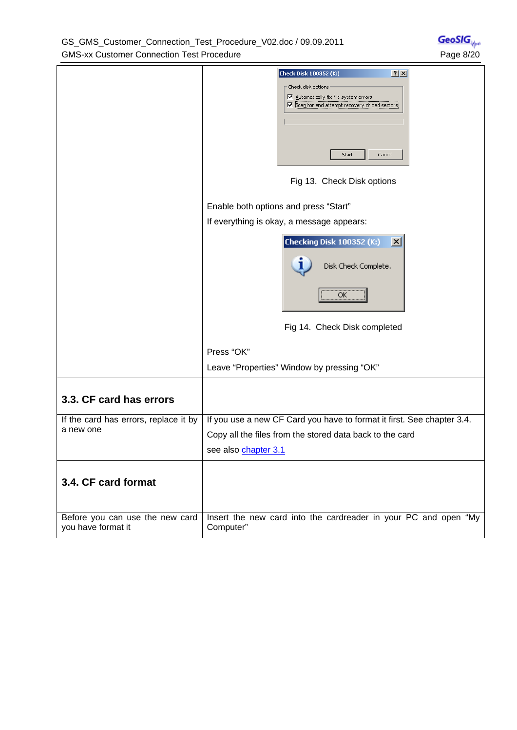| | |
|---|---|
| | Fig 13. Check Disk options<br><br>Enable both options and press “Start”<br>If everything is okay, a message appears:<br><br>Fig 14. Check Disk completed<br><br>Press “OK”<br>Leave “Properties” Window by pressing “OK” |
| **3.3. CF card has errors** | |
| If the card has errors, replace it by a new one | If you use a new CF Card you have to format it first. See chapter 3.4.<br>Copy all the files from the stored data back to the card<br>see also chapter 3.1 |
| **3.4. CF card format** | |
| Before you can use the new card you have format it | Insert the new card into the cardreader in your PC and open “My Computer” |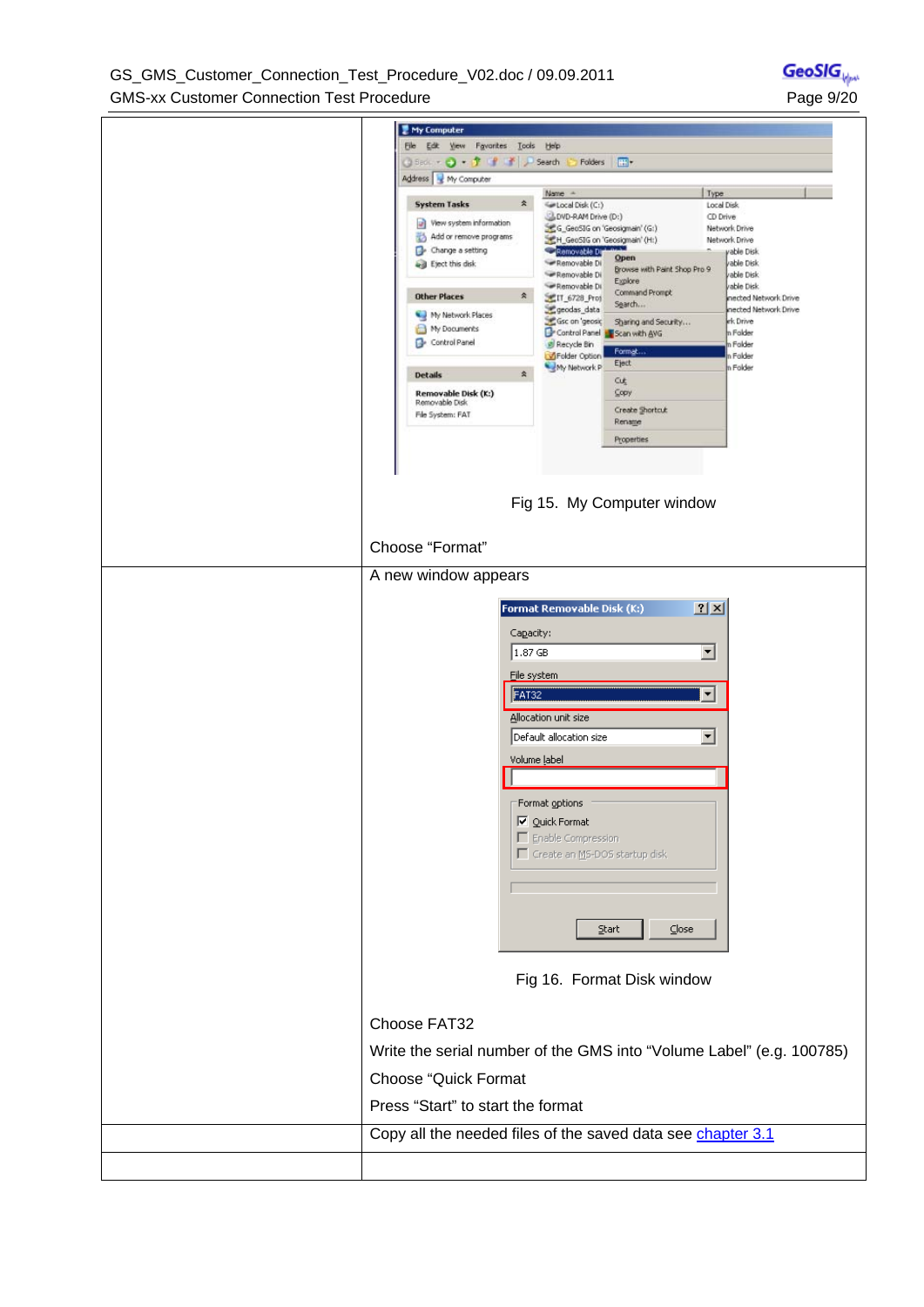| | |
|---|---|
| | Fig 15. My Computer window<br><br>Choose “Format” |
| | A new window appears<br><br>Fig 16. Format Disk window<br><br>Choose FAT32<br>Write the serial number of the GMS into “Volume Label” (e.g. 100785)<br>Choose “Quick Format<br>Press “Start” to start the format |
| | Copy all the needed files of the saved data see chapter 3.1 |
| | |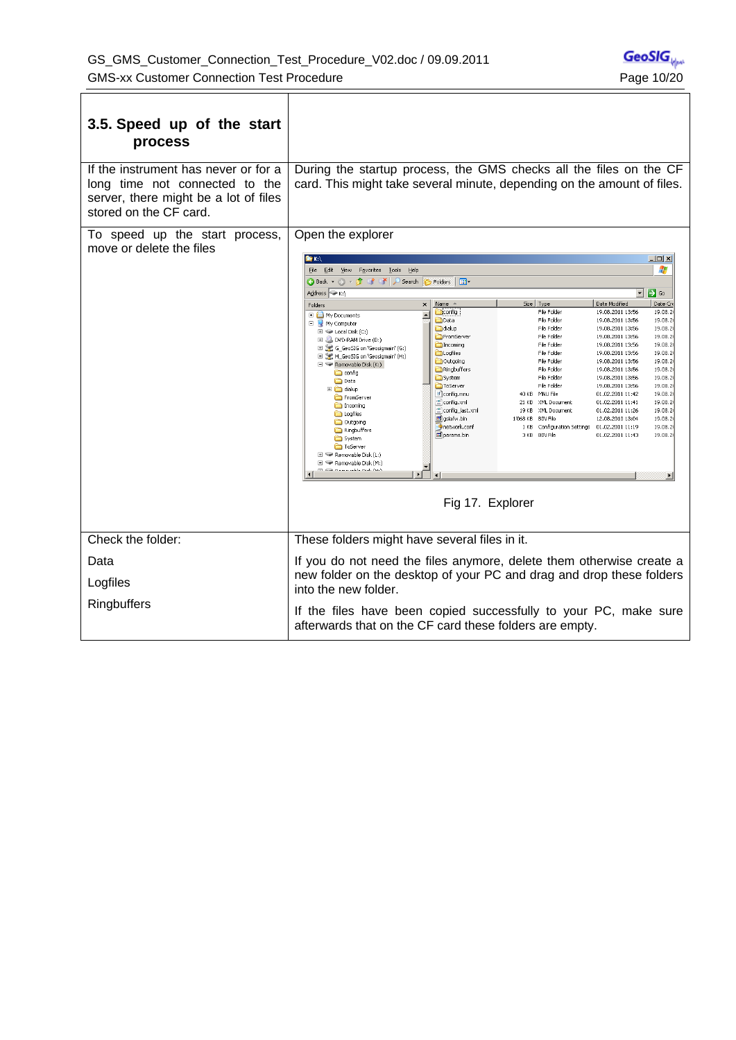| 3.5. Speed up of the start process | |
|---|---|
| If the instrument has never or for a long time not connected to the server, there might be a lot of files stored on the CF card. | During the startup process, the GMS checks all the files on the CF card. This might take several minute, depending on the amount of files. |
| To speed up the start process, move or delete the files | Open the explorer<br><br>Fig 17. Explorer |
| Check the folder:<br><br>Data<br><br>Logfiles<br><br>Ringbuffers | These folders might have several files in it.<br><br>If you do not need the files anymore, delete them otherwise create a new folder on the desktop of your PC and drag and drop these folders into the new folder.<br><br>If the files have been copied successfully to your PC, make sure afterwards that on the CF card these folders are empty. |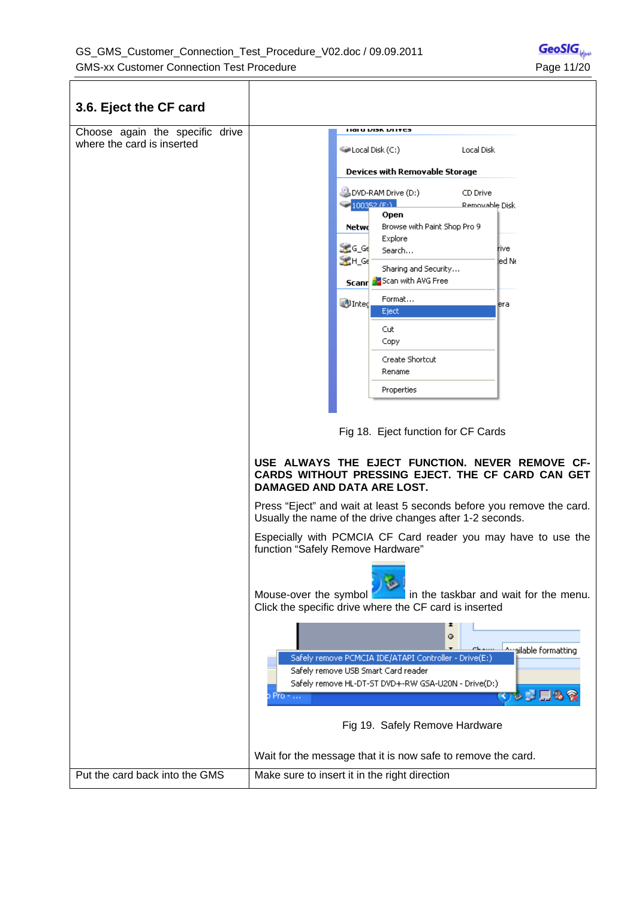## 3.6. Eject the CF card

| 3.6. Eject the CF card | |
|---|---|
| Choose again the specific drive where the card is inserted | Fig 18. Eject function for CF Cards<br><br>**USE ALWAYS THE EJECT FUNCTION. NEVER REMOVE CF-CARDS WITHOUT PRESSING EJECT. THE CF CARD CAN GET DAMAGED AND DATA ARE LOST.**<br><br>Press “Eject” and wait at least 5 seconds before you remove the card. Usually the name of the drive changes after 1-2 seconds.<br><br>Especially with PCMCIA CF Card reader you may have to use the function “Safely Remove Hardware”<br><br>Mouse-over the symbol in the taskbar and wait for the menu. Click the specific drive where the CF card is inserted<br><br>Fig 19. Safely Remove Hardware<br><br>Wait for the message that it is now safe to remove the card. |
| Put the card back into the GMS | Make sure to insert it in the right direction |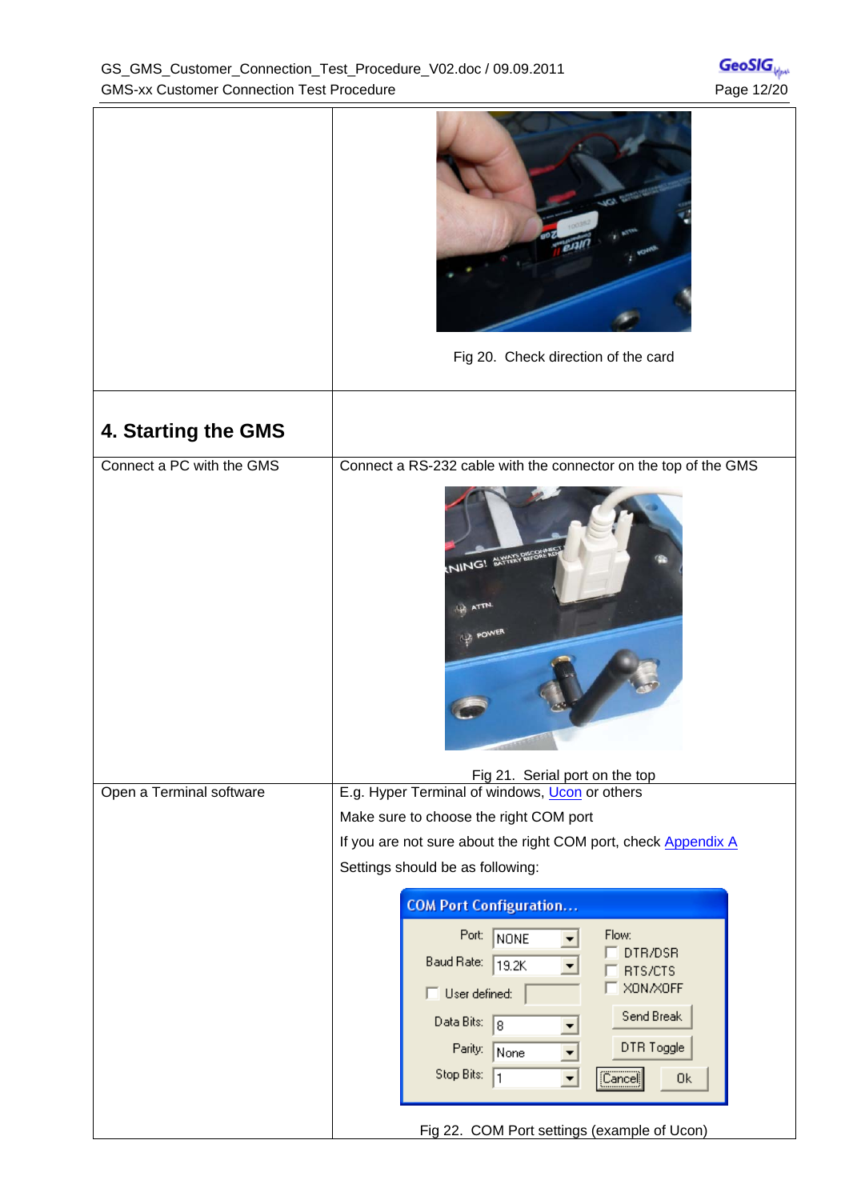| | |
|---|---|
| | Fig 20. Check direction of the card |
| **4. Starting the GMS** | |
| Connect a PC with the GMS | Connect a RS-232 cable with the connector on the top of the GMS<br><br>Fig 21. Serial port on the top |
| Open a Terminal software | E.g. Hyper Terminal of windows, Ucon or others<br>Make sure to choose the right COM port<br>If you are not sure about the right COM port, check Appendix A<br>Settings should be as following:<br><br>COM Port Configuration...<br>Port: NONE<br>Baud Rate: 19.2K<br>User defined:<br>Data Bits: 8<br>Parity: None<br>Stop Bits: 1<br>Flow: DTR/DSR, RTS/CTS, XON/XOFF<br>Send Break<br>DTR Toggle<br>Cancel  Ok<br><br>Fig 22. COM Port settings (example of Ucon) |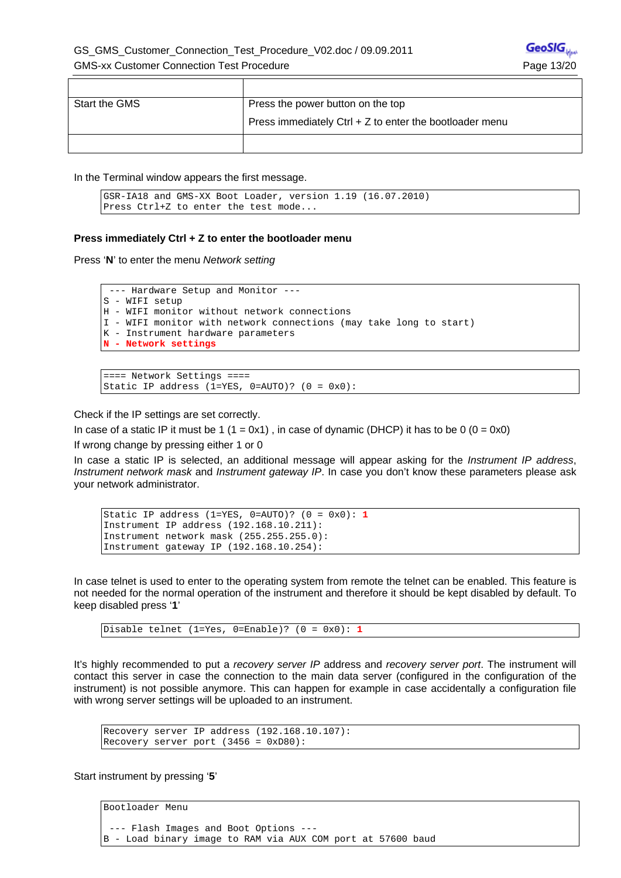|  |  |
| --- | --- |
| Start the GMS | Press the power button on the top<br>Press immediately Ctrl + Z to enter the bootloader menu |
|  |  |

In the Terminal window appears the first message.

```
GSR-IA18 and GMS-XX Boot Loader, version 1.19 (16.07.2010)
Press Ctrl+Z to enter the test mode...
```

**Press immediately Ctrl + Z to enter the bootloader menu**

Press '**N**' to enter the menu *Network setting*

```
 --- Hardware Setup and Monitor ---
S - WIFI setup
H - WIFI monitor without network connections
I - WIFI monitor with network connections (may take long to start)
K - Instrument hardware parameters
N - Network settings
```

```
==== Network Settings ====
Static IP address (1=YES, 0=AUTO)? (0 = 0x0):
```

Check if the IP settings are set correctly.

In case of a static IP it must be 1 (1 = 0x1) , in case of dynamic (DHCP) it has to be 0 (0 = 0x0)

If wrong change by pressing either 1 or 0

In case a static IP is selected, an additional message will appear asking for the *Instrument IP address*, *Instrument network mask* and *Instrument gateway IP*. In case you don't know these parameters please ask your network administrator.

```
Static IP address (1=YES, 0=AUTO)? (0 = 0x0): 1
Instrument IP address (192.168.10.211):
Instrument network mask (255.255.255.0):
Instrument gateway IP (192.168.10.254):
```

In case telnet is used to enter to the operating system from remote the telnet can be enabled. This feature is not needed for the normal operation of the instrument and therefore it should be kept disabled by default. To keep disabled press '**1**'

```
Disable telnet (1=Yes, 0=Enable)? (0 = 0x0): 1
```

It's highly recommended to put a *recovery server IP* address and *recovery server port*. The instrument will contact this server in case the connection to the main data server (configured in the configuration of the instrument) is not possible anymore. This can happen for example in case accidentally a configuration file with wrong server settings will be uploaded to an instrument.

```
Recovery server IP address (192.168.10.107):
Recovery server port (3456 = 0xD80):
```

Start instrument by pressing '**5**'

```
Bootloader Menu

 --- Flash Images and Boot Options ---
B - Load binary image to RAM via AUX COM port at 57600 baud
```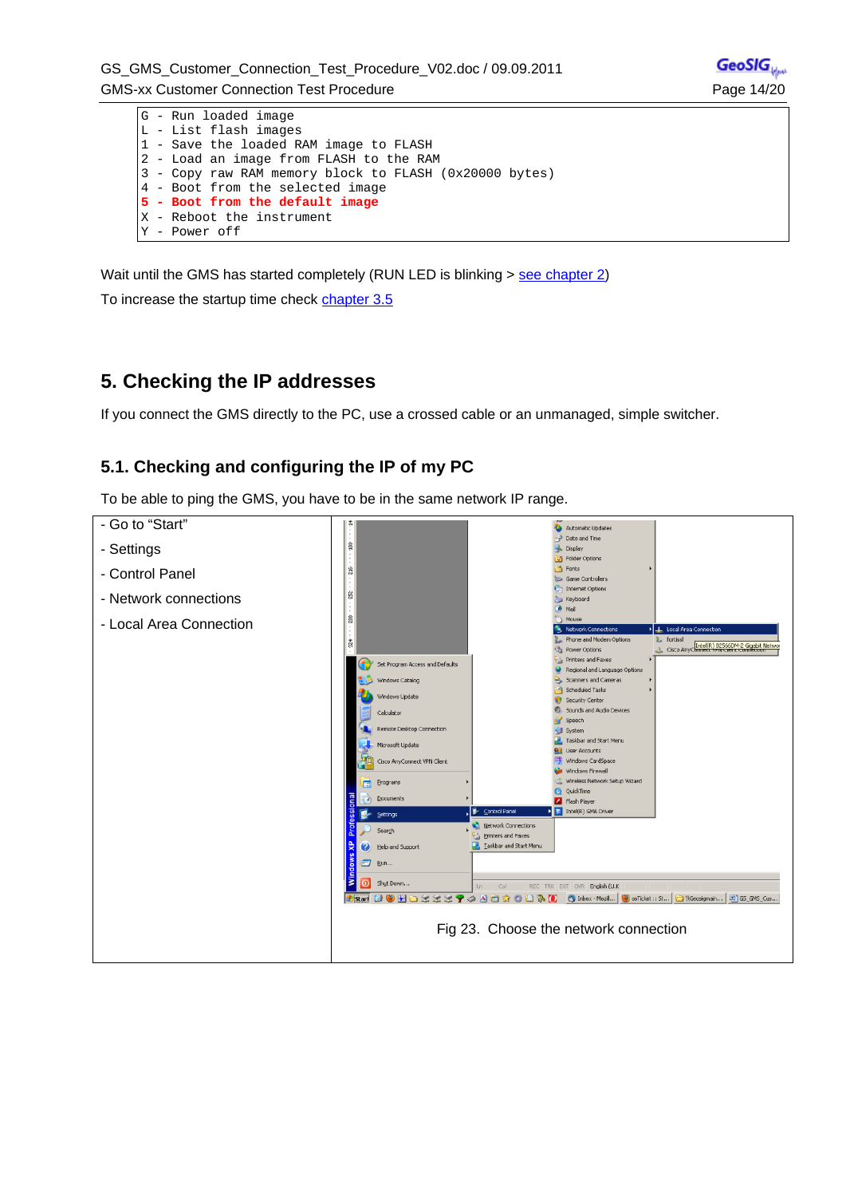```
G - Run loaded image
L - List flash images
1 - Save the loaded RAM image to FLASH
2 - Load an image from FLASH to the RAM
3 - Copy raw RAM memory block to FLASH (0x20000 bytes)
4 - Boot from the selected image
5 - Boot from the default image
X - Reboot the instrument
Y - Power off
```

Wait until the GMS has started completely (RUN LED is blinking > see chapter 2)

To increase the startup time check chapter 3.5

# 5. Checking the IP addresses

If you connect the GMS directly to the PC, use a crossed cable or an unmanaged, simple switcher.

## 5.1. Checking and configuring the IP of my PC

To be able to ping the GMS, you have to be in the same network IP range.

| | |
|---|---|
| - Go to "Start"<br>- Settings<br>- Control Panel<br>- Network connections<br>- Local Area Connection | Fig 23. Choose the network connection |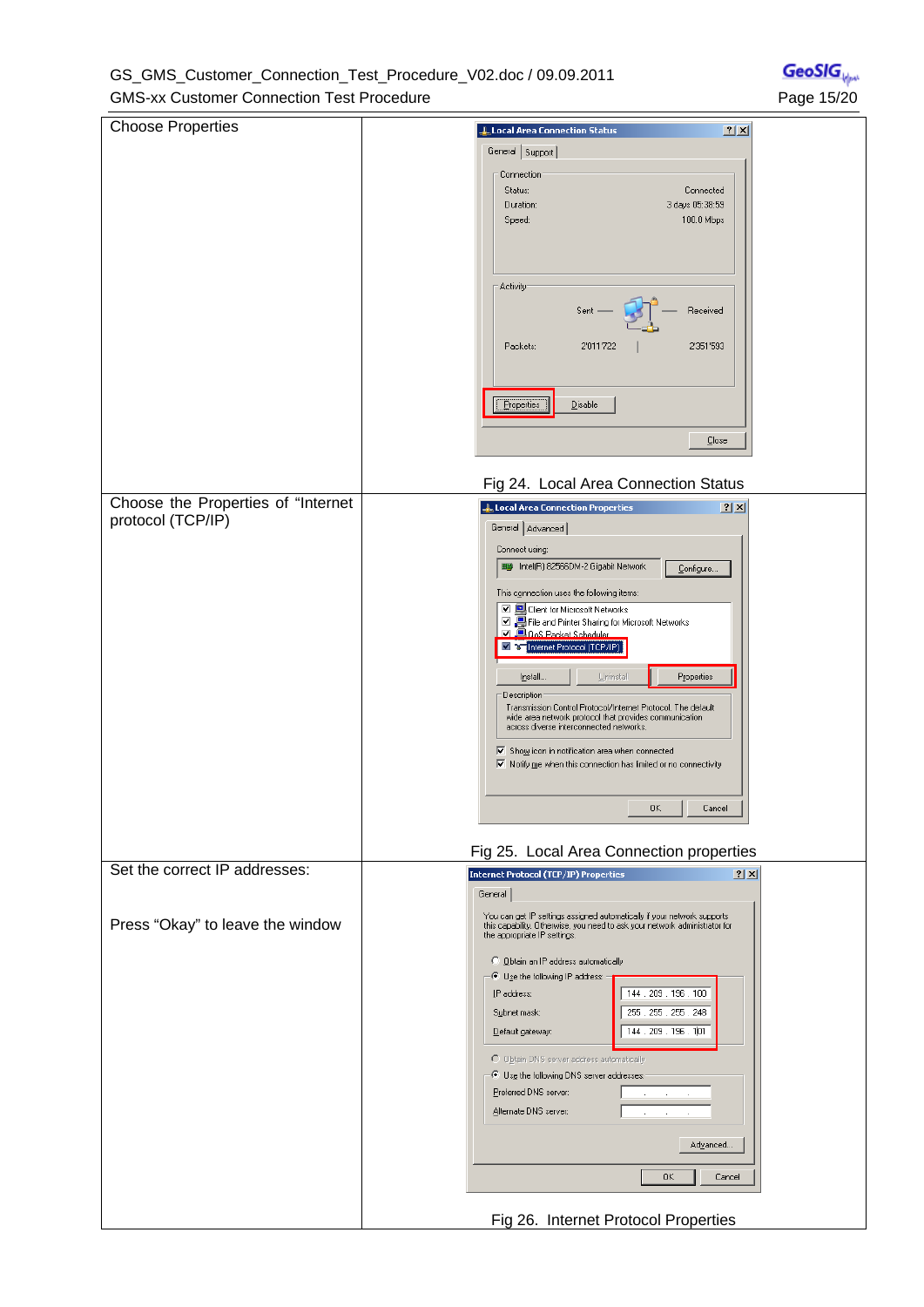| | |
|---|---|
| Choose Properties | Fig 24. Local Area Connection Status |
| Choose the Properties of "Internet protocol (TCP/IP) | Fig 25. Local Area Connection properties |
| Set the correct IP addresses:<br><br>Press "Okay" to leave the window | Fig 26. Internet Protocol Properties |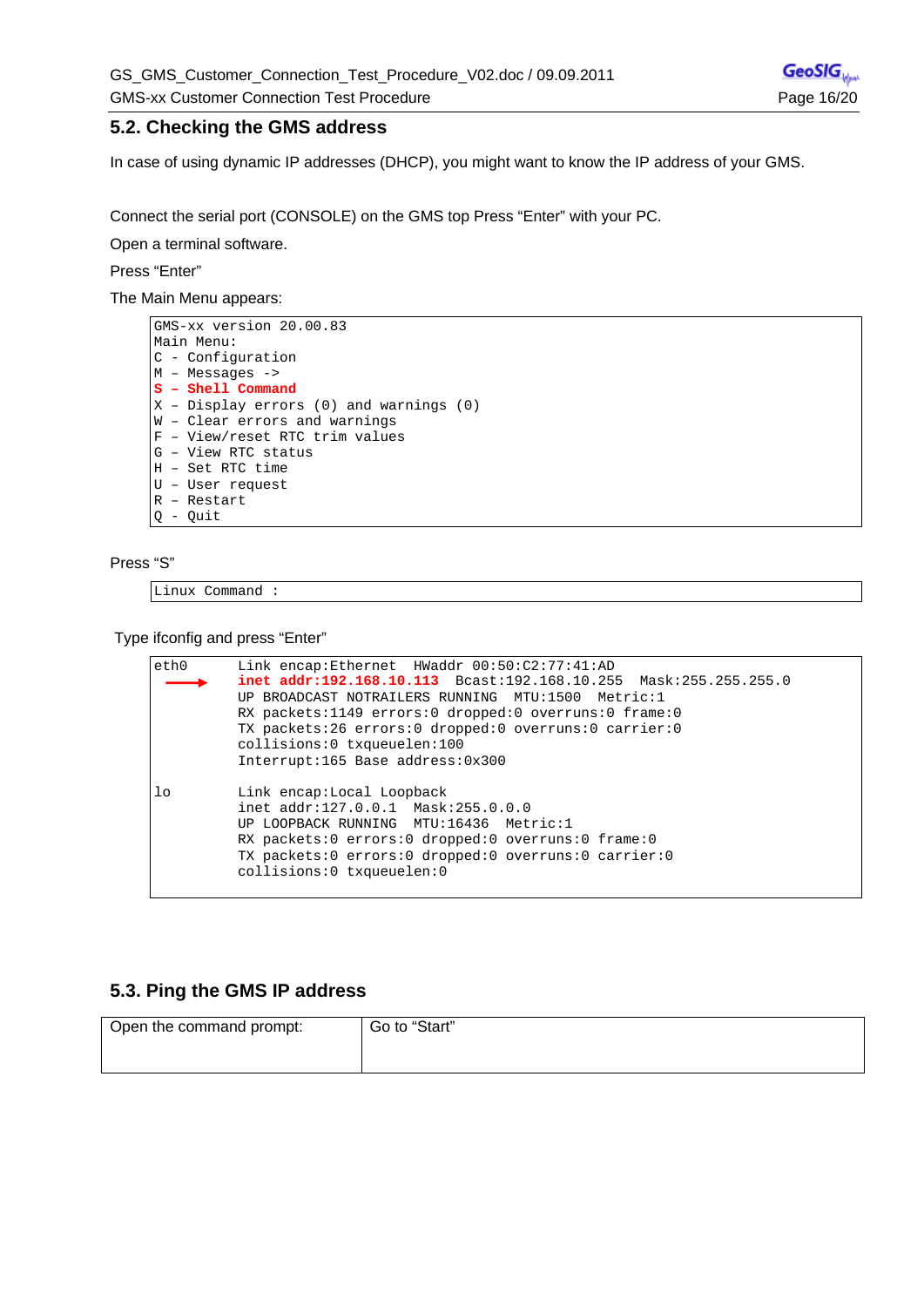## 5.2. Checking the GMS address

In case of using dynamic IP addresses (DHCP), you might want to know the IP address of your GMS.

Connect the serial port (CONSOLE) on the GMS top Press “Enter” with your PC.

Open a terminal software.

Press “Enter”

The Main Menu appears:

```
GMS-xx version 20.00.83
Main Menu:
C - Configuration
M – Messages ->
S – Shell Command
X – Display errors (0) and warnings (0)
W – Clear errors and warnings
F – View/reset RTC trim values
G – View RTC status
H – Set RTC time
U – User request
R – Restart
Q - Quit
```

Press “S”

```
Linux Command :
```

Type ifconfig and press “Enter”

```
eth0      Link encap:Ethernet  HWaddr 00:50:C2:77:41:AD
    →     inet addr:192.168.10.113  Bcast:192.168.10.255  Mask:255.255.255.0
          UP BROADCAST NOTRAILERS RUNNING  MTU:1500  Metric:1
          RX packets:1149 errors:0 dropped:0 overruns:0 frame:0
          TX packets:26 errors:0 dropped:0 overruns:0 carrier:0
          collisions:0 txqueuelen:100
          Interrupt:165 Base address:0x300

lo        Link encap:Local Loopback
          inet addr:127.0.0.1  Mask:255.0.0.0
          UP LOOPBACK RUNNING  MTU:16436  Metric:1
          RX packets:0 errors:0 dropped:0 overruns:0 frame:0
          TX packets:0 errors:0 dropped:0 overruns:0 carrier:0
          collisions:0 txqueuelen:0
```

## 5.3. Ping the GMS IP address

| Open the command prompt: | Go to “Start” |
|---|---|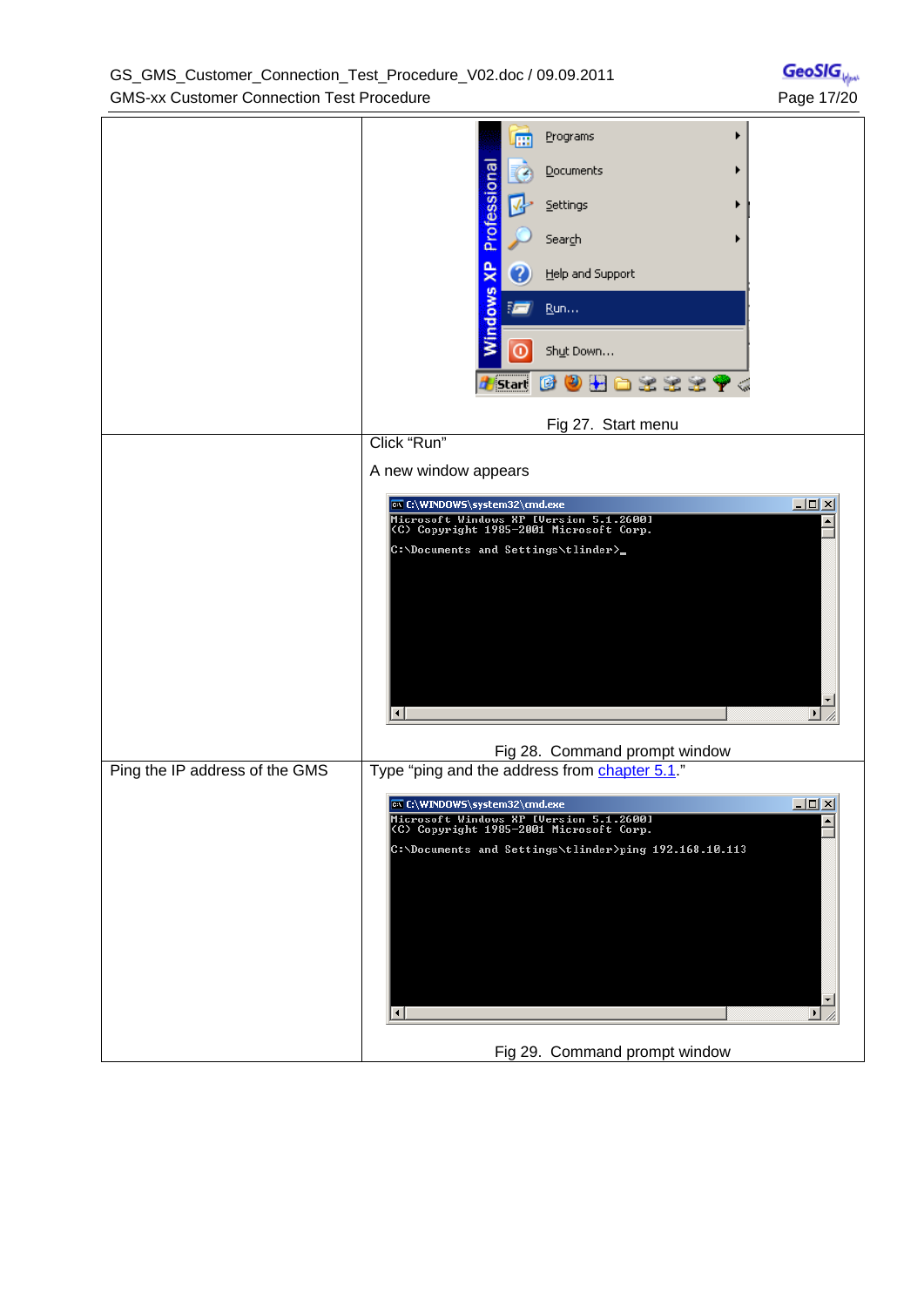| | |
|---|---|
| | Fig 27. Start menu |
| | Click “Run”<br><br>A new window appears<br><br>Fig 28. Command prompt window |
| Ping the IP address of the GMS | Type “ping and the address from chapter 5.1.”<br><br>Fig 29. Command prompt window |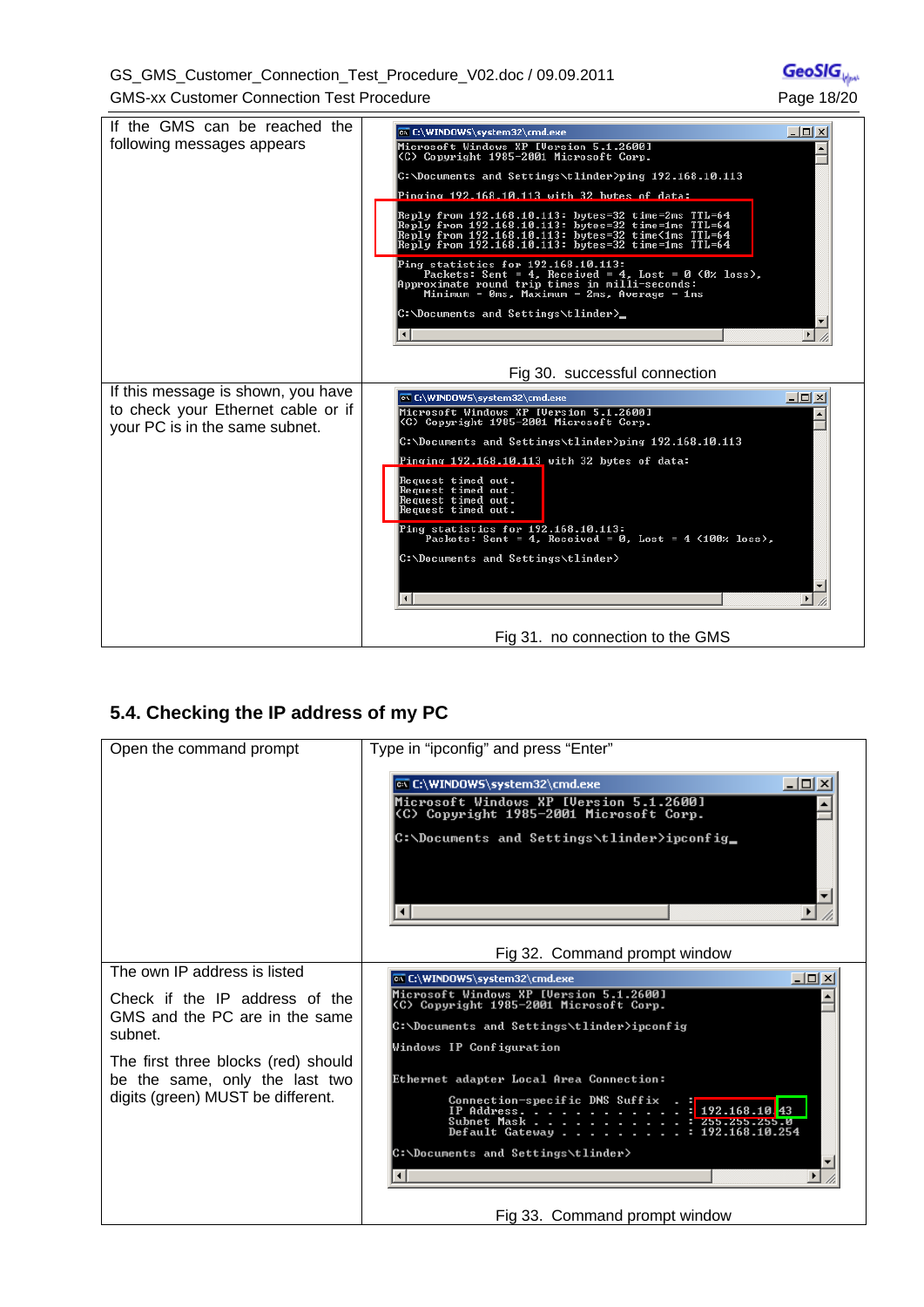| | |
|---|---|
| If the GMS can be reached the following messages appears | Fig 30. successful connection |
| If this message is shown, you have to check your Ethernet cable or if your PC is in the same subnet. | Fig 31. no connection to the GMS |

## 5.4. Checking the IP address of my PC

| | |
|---|---|
| Open the command prompt | Type in "ipconfig" and press "Enter"<br><br>Fig 32. Command prompt window |
| The own IP address is listed<br><br>Check if the IP address of the GMS and the PC are in the same subnet.<br><br>The first three blocks (red) should be the same, only the last two digits (green) MUST be different. | Fig 33. Command prompt window |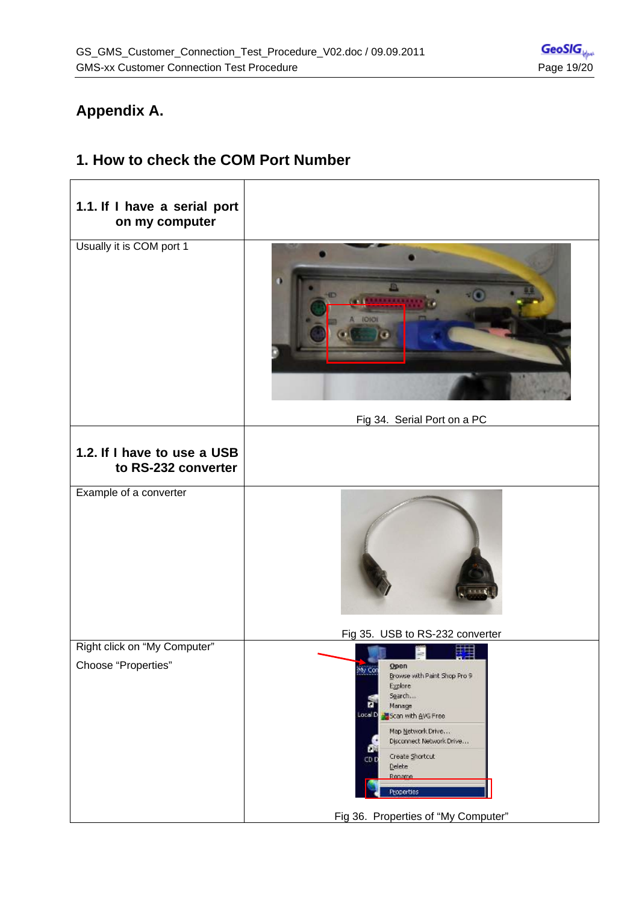# Appendix A.

## 1. How to check the COM Port Number

| **1.1. If I have a serial port on my computer** | |
|---|---|
| Usually it is COM port 1 | Fig 34. Serial Port on a PC |
| **1.2. If I have to use a USB to RS-232 converter** | |
| Example of a converter | Fig 35. USB to RS-232 converter |
| Right click on “My Computer”<br>Choose “Properties” | Fig 36. Properties of “My Computer” |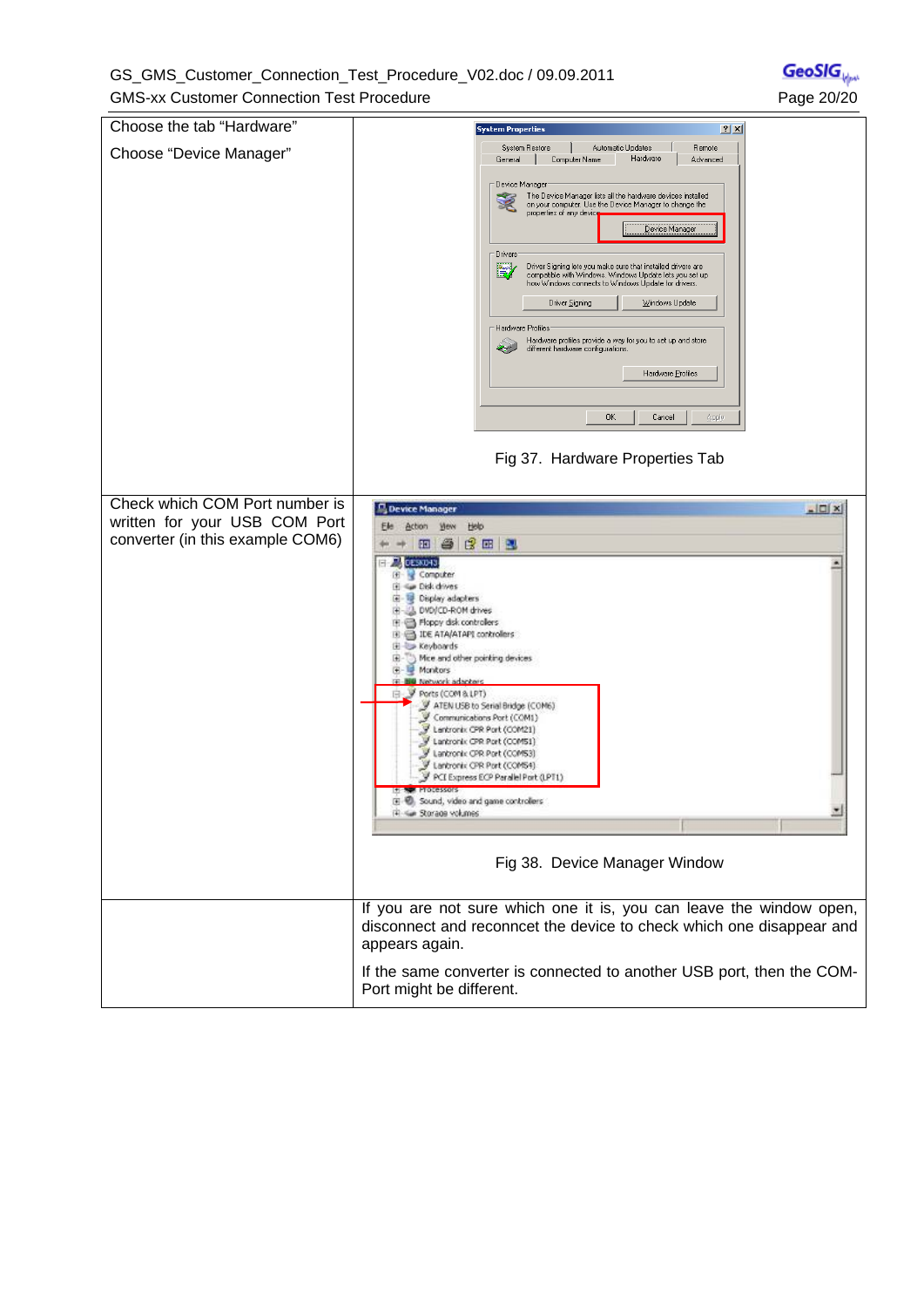| | |
|---|---|
| Choose the tab "Hardware"<br><br>Choose "Device Manager" | Fig 37. Hardware Properties Tab |
| Check which COM Port number is written for your USB COM Port converter (in this example COM6) | Fig 38. Device Manager Window |
| | If you are not sure which one it is, you can leave the window open, disconnect and reconncet the device to check which one disappear and appears again.<br><br>If the same converter is connected to another USB port, then the COM-Port might be different. |